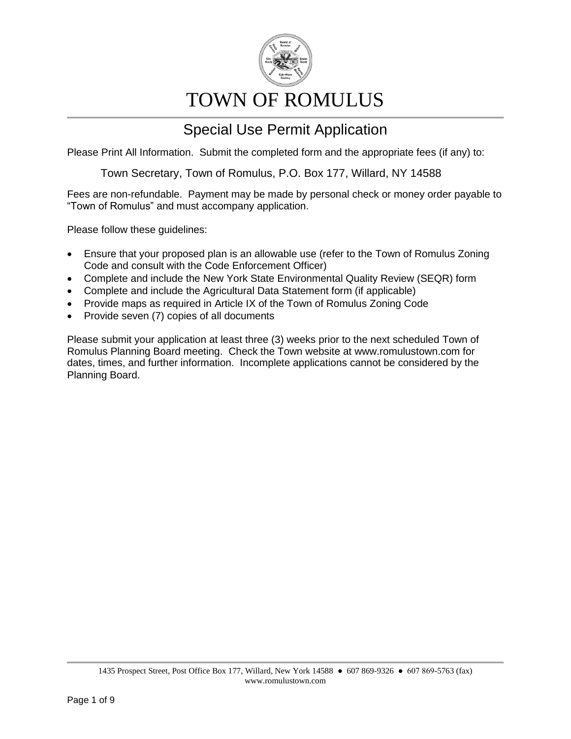# TOWN OF ROMULUS

## Special Use Permit Application

Please Print All Information. Submit the completed form and the appropriate fees (if any) to:

Town Secretary, Town of Romulus, P.O. Box 177, Willard, NY 14588

Fees are non-refundable. Payment may be made by personal check or money order payable to "Town of Romulus" and must accompany application.

Please follow these guidelines:

- Ensure that your proposed plan is an allowable use (refer to the Town of Romulus Zoning Code and consult with the Code Enforcement Officer)
- Complete and include the New York State Environmental Quality Review (SEQR) form
- Complete and include the Agricultural Data Statement form (if applicable)
- Provide maps as required in Article IX of the Town of Romulus Zoning Code
- Provide seven (7) copies of all documents

Please submit your application at least three (3) weeks prior to the next scheduled Town of Romulus Planning Board meeting. Check the Town website at www.romulustown.com for dates, times, and further information. Incomplete applications cannot be considered by the Planning Board.

1435 Prospect Street, Post Office Box 177, Willard, New York 14588 ● 607 869-9326 ● 607 869-5763 (fax)
www.romulustown.com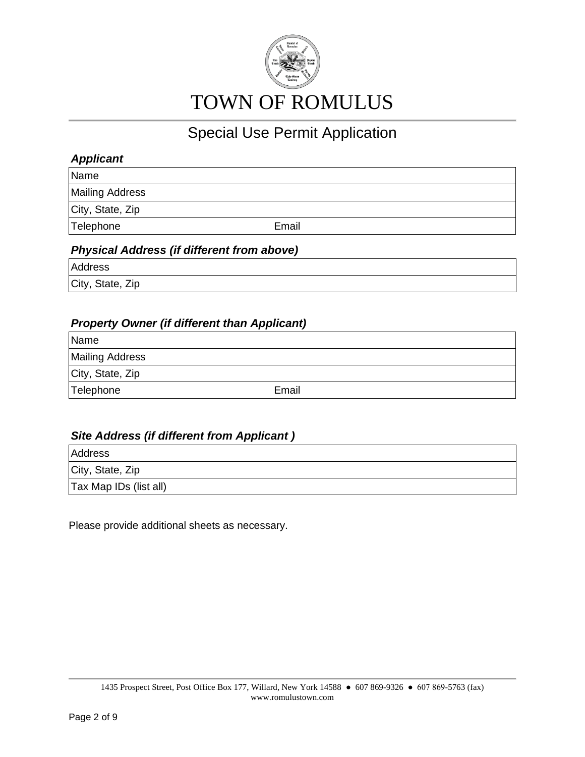# TOWN OF ROMULUS

## Special Use Permit Application

***Applicant***

| Name | |
|---|---|
| Mailing Address | |
| City, State, Zip | |
| Telephone | Email |

***Physical Address (if different from above)***

| Address |
|---|
| City, State, Zip |

***Property Owner (if different than Applicant)***

| Name | |
|---|---|
| Mailing Address | |
| City, State, Zip | |
| Telephone | Email |

***Site Address (if different from Applicant )***

| Address |
|---|
| City, State, Zip |
| Tax Map IDs (list all) |

Please provide additional sheets as necessary.

1435 Prospect Street, Post Office Box 177, Willard, New York 14588 ● 607 869-9326 ● 607 869-5763 (fax)
www.romulustown.com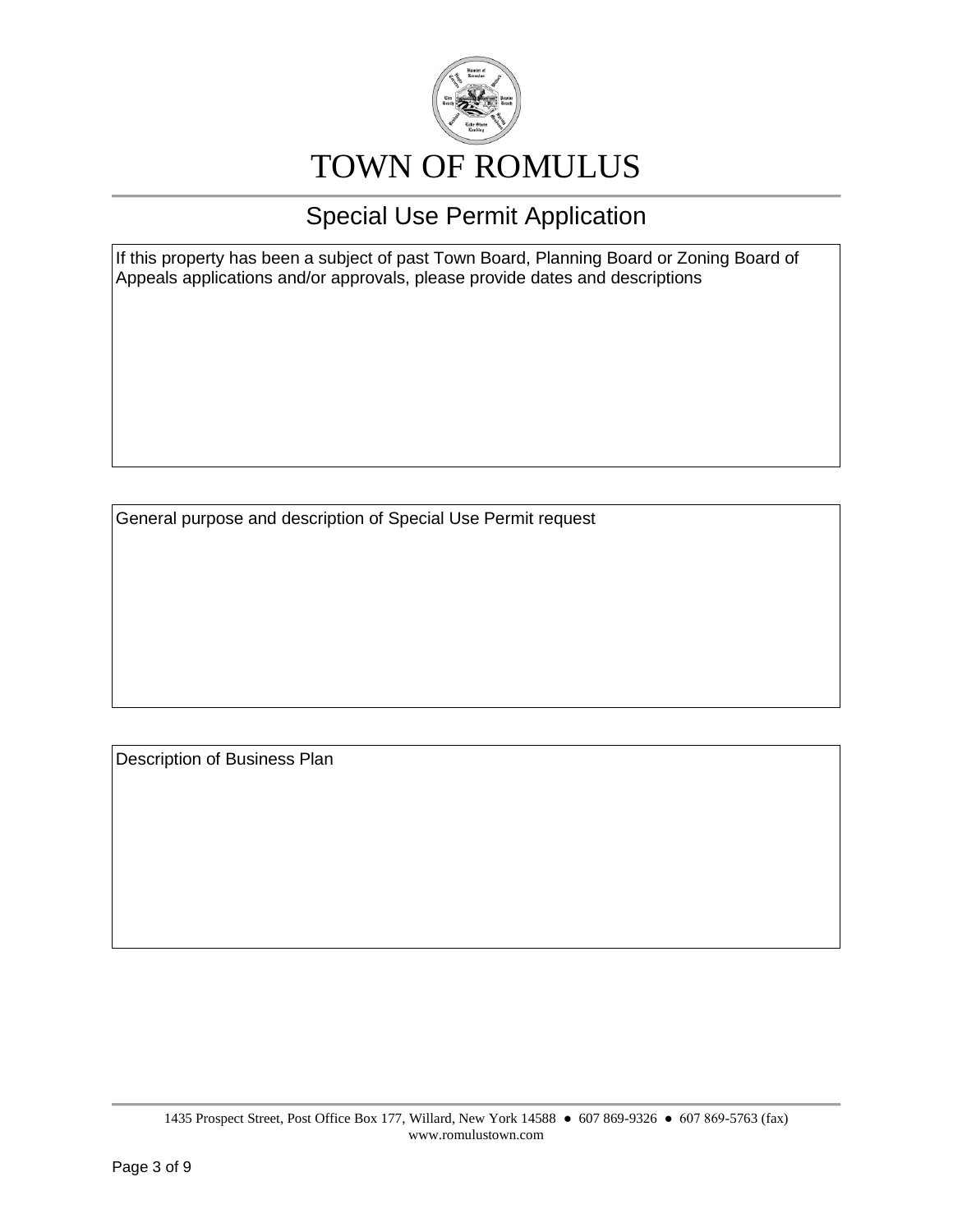# TOWN OF ROMULUS

## Special Use Permit Application

If this property has been a subject of past Town Board, Planning Board or Zoning Board of Appeals applications and/or approvals, please provide dates and descriptions

General purpose and description of Special Use Permit request

Description of Business Plan

1435 Prospect Street, Post Office Box 177, Willard, New York 14588 ● 607 869-9326 ● 607 869-5763 (fax)
www.romulustown.com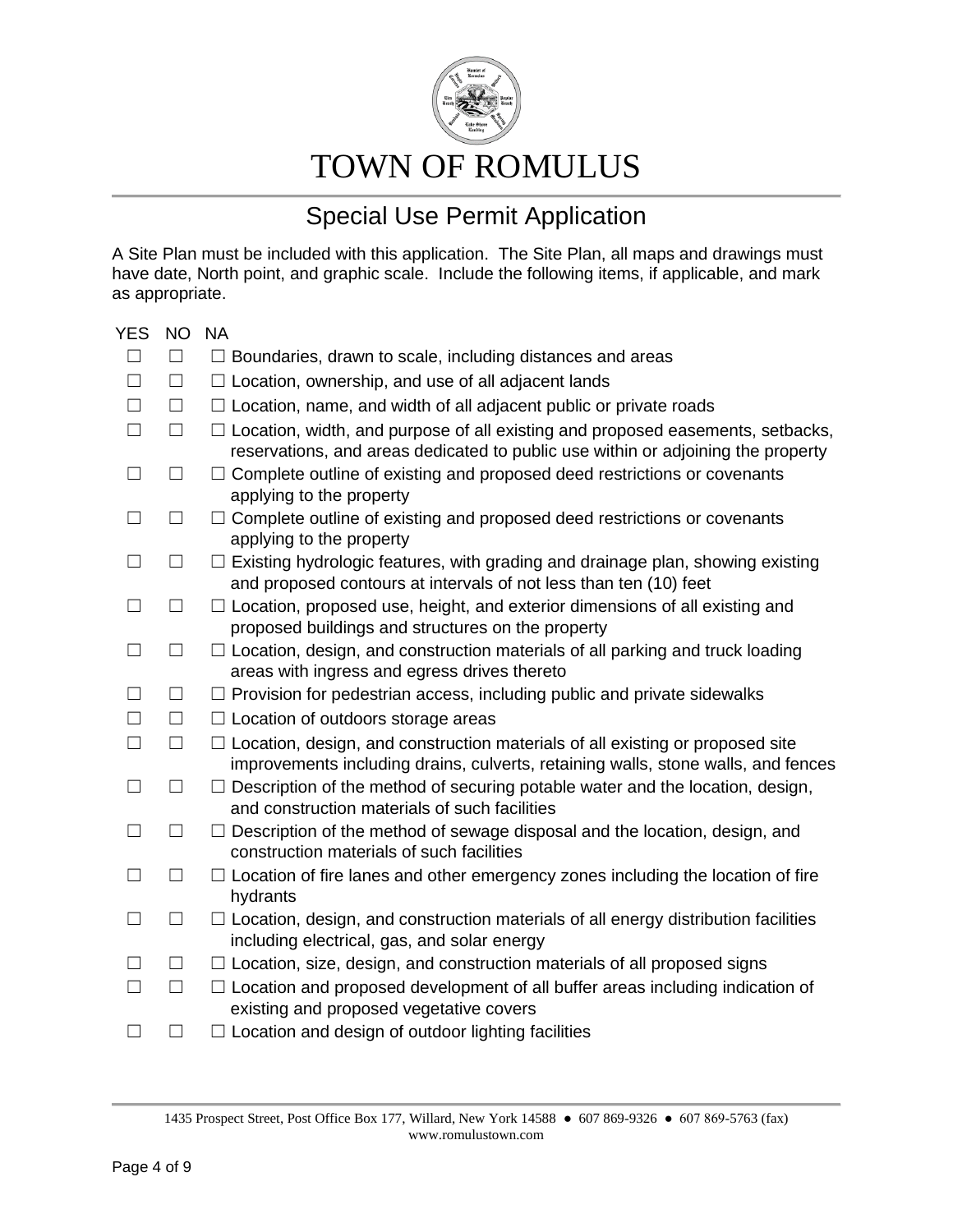# TOWN OF ROMULUS

## Special Use Permit Application

A Site Plan must be included with this application. The Site Plan, all maps and drawings must have date, North point, and graphic scale. Include the following items, if applicable, and mark as appropriate.

| YES | NO | NA | |
|---|---|---|---|
| ☐ | ☐ | ☐ | Boundaries, drawn to scale, including distances and areas |
| ☐ | ☐ | ☐ | Location, ownership, and use of all adjacent lands |
| ☐ | ☐ | ☐ | Location, name, and width of all adjacent public or private roads |
| ☐ | ☐ | ☐ | Location, width, and purpose of all existing and proposed easements, setbacks, reservations, and areas dedicated to public use within or adjoining the property |
| ☐ | ☐ | ☐ | Complete outline of existing and proposed deed restrictions or covenants applying to the property |
| ☐ | ☐ | ☐ | Complete outline of existing and proposed deed restrictions or covenants applying to the property |
| ☐ | ☐ | ☐ | Existing hydrologic features, with grading and drainage plan, showing existing and proposed contours at intervals of not less than ten (10) feet |
| ☐ | ☐ | ☐ | Location, proposed use, height, and exterior dimensions of all existing and proposed buildings and structures on the property |
| ☐ | ☐ | ☐ | Location, design, and construction materials of all parking and truck loading areas with ingress and egress drives thereto |
| ☐ | ☐ | ☐ | Provision for pedestrian access, including public and private sidewalks |
| ☐ | ☐ | ☐ | Location of outdoors storage areas |
| ☐ | ☐ | ☐ | Location, design, and construction materials of all existing or proposed site improvements including drains, culverts, retaining walls, stone walls, and fences |
| ☐ | ☐ | ☐ | Description of the method of securing potable water and the location, design, and construction materials of such facilities |
| ☐ | ☐ | ☐ | Description of the method of sewage disposal and the location, design, and construction materials of such facilities |
| ☐ | ☐ | ☐ | Location of fire lanes and other emergency zones including the location of fire hydrants |
| ☐ | ☐ | ☐ | Location, design, and construction materials of all energy distribution facilities including electrical, gas, and solar energy |
| ☐ | ☐ | ☐ | Location, size, design, and construction materials of all proposed signs |
| ☐ | ☐ | ☐ | Location and proposed development of all buffer areas including indication of existing and proposed vegetative covers |
| ☐ | ☐ | ☐ | Location and design of outdoor lighting facilities |

1435 Prospect Street, Post Office Box 177, Willard, New York 14588 ● 607 869-9326 ● 607 869-5763 (fax)
www.romulustown.com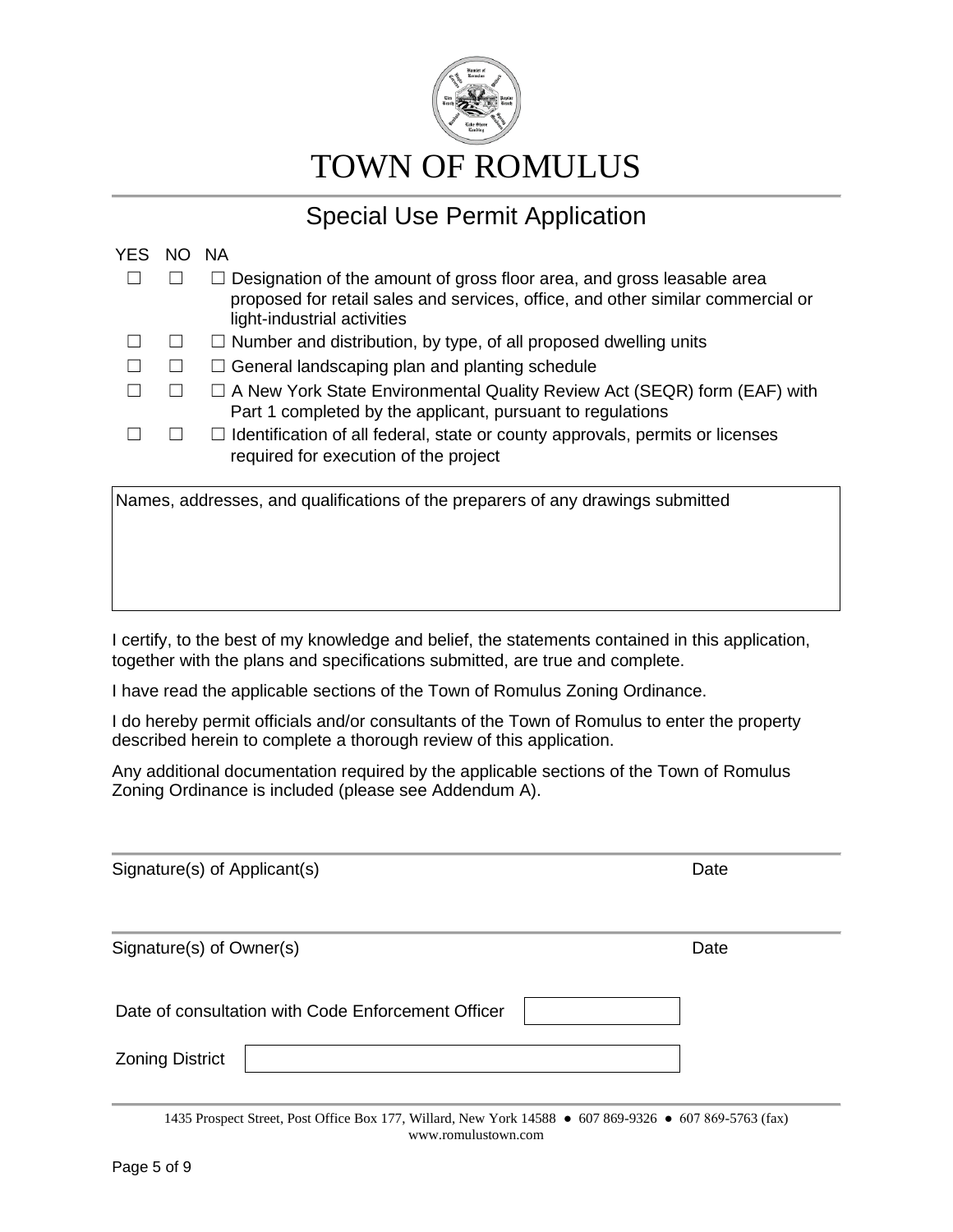# TOWN OF ROMULUS

## Special Use Permit Application

| YES | NO | NA | |
|---|---|---|---|
| ☐ | ☐ | ☐ | Designation of the amount of gross floor area, and gross leasable area proposed for retail sales and services, office, and other similar commercial or light-industrial activities |
| ☐ | ☐ | ☐ | Number and distribution, by type, of all proposed dwelling units |
| ☐ | ☐ | ☐ | General landscaping plan and planting schedule |
| ☐ | ☐ | ☐ | A New York State Environmental Quality Review Act (SEQR) form (EAF) with Part 1 completed by the applicant, pursuant to regulations |
| ☐ | ☐ | ☐ | Identification of all federal, state or county approvals, permits or licenses required for execution of the project |

Names, addresses, and qualifications of the preparers of any drawings submitted

I certify, to the best of my knowledge and belief, the statements contained in this application, together with the plans and specifications submitted, are true and complete.

I have read the applicable sections of the Town of Romulus Zoning Ordinance.

I do hereby permit officials and/or consultants of the Town of Romulus to enter the property described herein to complete a thorough review of this application.

Any additional documentation required by the applicable sections of the Town of Romulus Zoning Ordinance is included (please see Addendum A).

Signature(s) of Applicant(s) Date

Signature(s) of Owner(s) Date

Date of consultation with Code Enforcement Officer

Zoning District

1435 Prospect Street, Post Office Box 177, Willard, New York 14588 ● 607 869-9326 ● 607 869-5763 (fax)
www.romulustown.com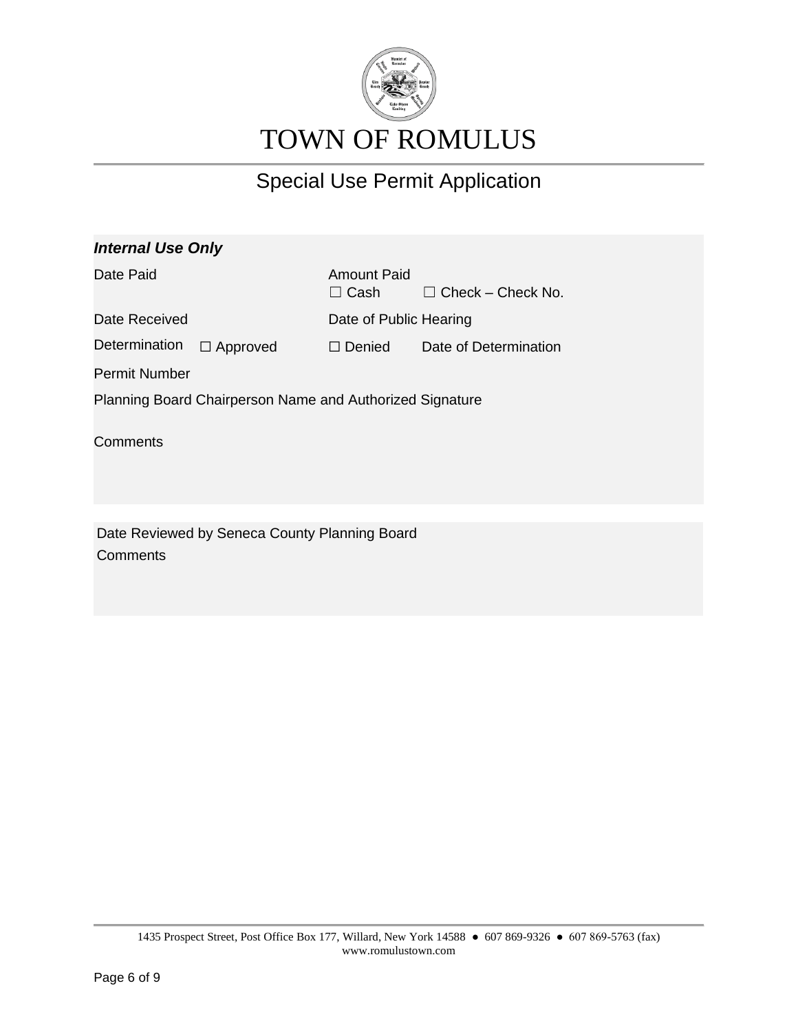# TOWN OF ROMULUS

## Special Use Permit Application

***Internal Use Only***

Date Paid

Amount Paid
☐ Cash ☐ Check – Check No.

Date Received

Date of Public Hearing

Determination ☐ Approved ☐ Denied Date of Determination

Permit Number

Planning Board Chairperson Name and Authorized Signature

Comments

Date Reviewed by Seneca County Planning Board

Comments

1435 Prospect Street, Post Office Box 177, Willard, New York 14588 ● 607 869-9326 ● 607 869-5763 (fax)
www.romulustown.com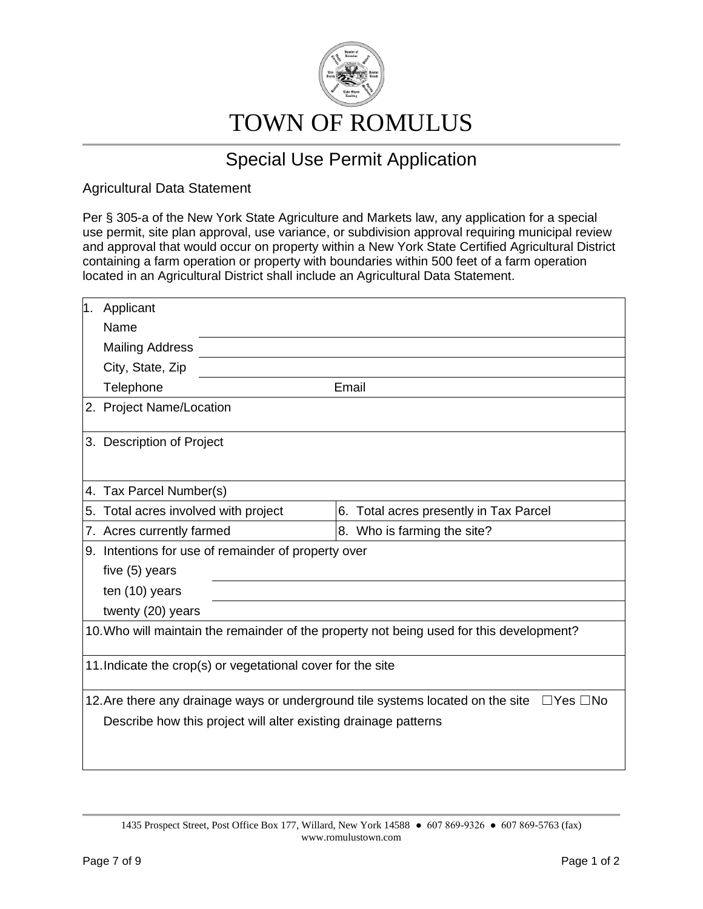# TOWN OF ROMULUS

## Special Use Permit Application

### Agricultural Data Statement

Per § 305-a of the New York State Agriculture and Markets law, any application for a special use permit, site plan approval, use variance, or subdivision approval requiring municipal review and approval that would occur on property within a New York State Certified Agricultural District containing a farm operation or property with boundaries within 500 feet of a farm operation located in an Agricultural District shall include an Agricultural Data Statement.

| | |
|---|---|
| 1. Applicant<br>Name<br>Mailing Address<br>City, State, Zip<br>Telephone Email | |
| 2. Project Name/Location | |
| 3. Description of Project | |
| 4. Tax Parcel Number(s) | |
| 5. Total acres involved with project | 6. Total acres presently in Tax Parcel |
| 7. Acres currently farmed | 8. Who is farming the site? |
| 9. Intentions for use of remainder of property over<br>five (5) years<br>ten (10) years<br>twenty (20) years | |
| 10. Who will maintain the remainder of the property not being used for this development? | |
| 11. Indicate the crop(s) or vegetational cover for the site | |
| 12. Are there any drainage ways or underground tile systems located on the site ☐Yes ☐No<br>Describe how this project will alter existing drainage patterns | |

1435 Prospect Street, Post Office Box 177, Willard, New York 14588 ● 607 869-9326 ● 607 869-5763 (fax)
www.romulustown.com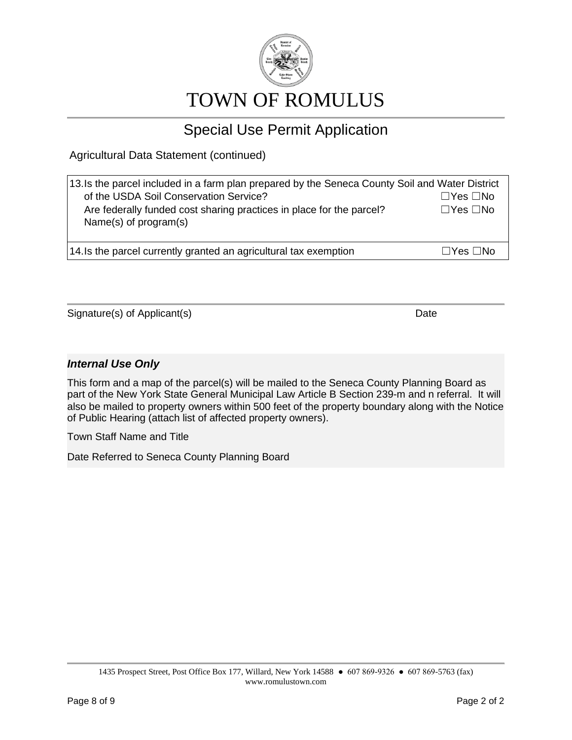# TOWN OF ROMULUS

## Special Use Permit Application

Agricultural Data Statement (continued)

| | |
|---|---|
| 13. Is the parcel included in a farm plan prepared by the Seneca County Soil and Water District of the USDA Soil Conservation Service? | ☐Yes ☐No |
| Are federally funded cost sharing practices in place for the parcel? Name(s) of program(s) | ☐Yes ☐No |
| 14. Is the parcel currently granted an agricultural tax exemption | ☐Yes ☐No |

Signature(s) of Applicant(s) Date

***Internal Use Only***

This form and a map of the parcel(s) will be mailed to the Seneca County Planning Board as part of the New York State General Municipal Law Article B Section 239-m and n referral. It will also be mailed to property owners within 500 feet of the property boundary along with the Notice of Public Hearing (attach list of affected property owners).

Town Staff Name and Title

Date Referred to Seneca County Planning Board

1435 Prospect Street, Post Office Box 177, Willard, New York 14588 ● 607 869-9326 ● 607 869-5763 (fax)
www.romulustown.com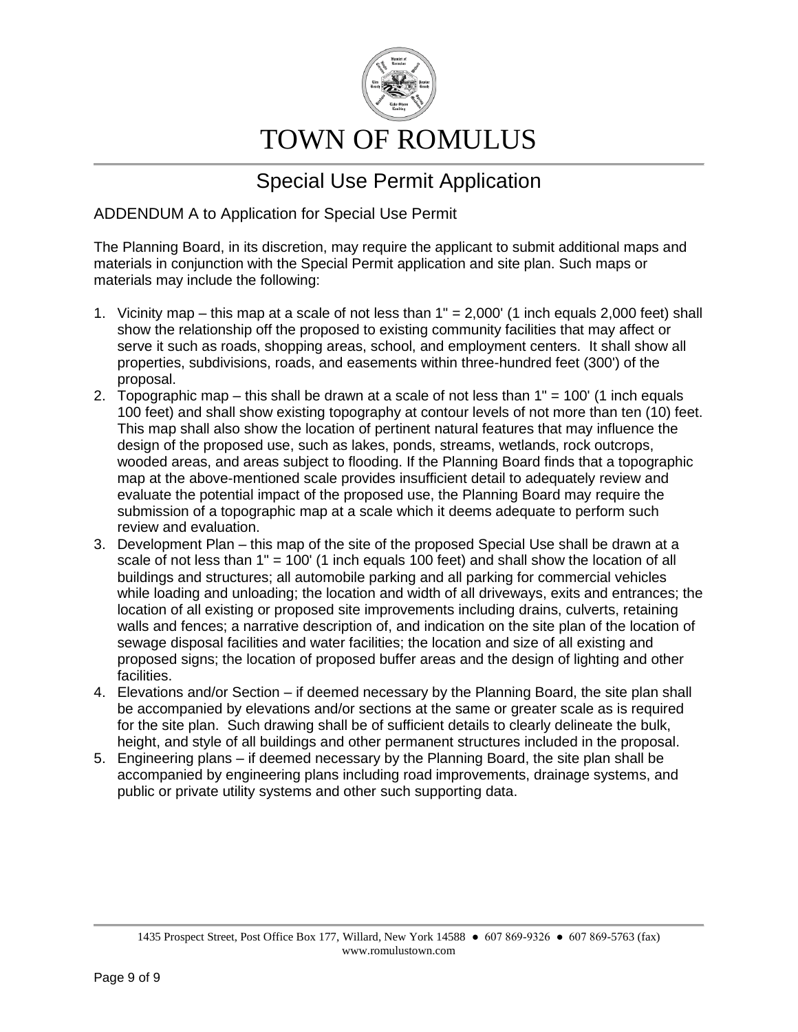# TOWN OF ROMULUS

## Special Use Permit Application

ADDENDUM A to Application for Special Use Permit

The Planning Board, in its discretion, may require the applicant to submit additional maps and materials in conjunction with the Special Permit application and site plan. Such maps or materials may include the following:

1. Vicinity map – this map at a scale of not less than 1" = 2,000' (1 inch equals 2,000 feet) shall show the relationship off the proposed to existing community facilities that may affect or serve it such as roads, shopping areas, school, and employment centers. It shall show all properties, subdivisions, roads, and easements within three-hundred feet (300') of the proposal.
2. Topographic map – this shall be drawn at a scale of not less than 1" = 100' (1 inch equals 100 feet) and shall show existing topography at contour levels of not more than ten (10) feet. This map shall also show the location of pertinent natural features that may influence the design of the proposed use, such as lakes, ponds, streams, wetlands, rock outcrops, wooded areas, and areas subject to flooding. If the Planning Board finds that a topographic map at the above-mentioned scale provides insufficient detail to adequately review and evaluate the potential impact of the proposed use, the Planning Board may require the submission of a topographic map at a scale which it deems adequate to perform such review and evaluation.
3. Development Plan – this map of the site of the proposed Special Use shall be drawn at a scale of not less than 1" = 100' (1 inch equals 100 feet) and shall show the location of all buildings and structures; all automobile parking and all parking for commercial vehicles while loading and unloading; the location and width of all driveways, exits and entrances; the location of all existing or proposed site improvements including drains, culverts, retaining walls and fences; a narrative description of, and indication on the site plan of the location of sewage disposal facilities and water facilities; the location and size of all existing and proposed signs; the location of proposed buffer areas and the design of lighting and other facilities.
4. Elevations and/or Section – if deemed necessary by the Planning Board, the site plan shall be accompanied by elevations and/or sections at the same or greater scale as is required for the site plan. Such drawing shall be of sufficient details to clearly delineate the bulk, height, and style of all buildings and other permanent structures included in the proposal.
5. Engineering plans – if deemed necessary by the Planning Board, the site plan shall be accompanied by engineering plans including road improvements, drainage systems, and public or private utility systems and other such supporting data.

1435 Prospect Street, Post Office Box 177, Willard, New York 14588 ● 607 869-9326 ● 607 869-5763 (fax)
www.romulustown.com